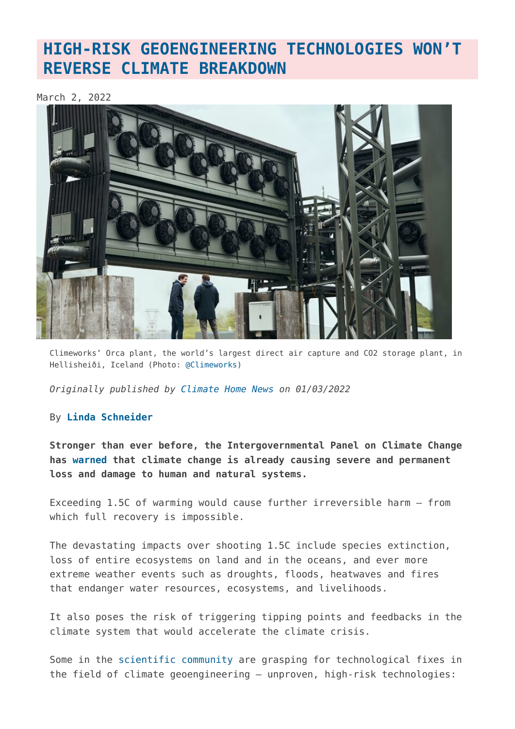# HIGH-RISK GEOENGINEERING TECHNOLOGIES WON'T REVERSE CLIMATE BREAKDOWN

March 2, 2022

Climeworks' Orca plant, the world's largest direct air capture and CO2 storage plant, in Hellisheiði, Iceland (Photo: @Climeworks)

*Originally published by Climate Home News on 01/03/2022*

By **Linda Schneider**

**Stronger than ever before, the Intergovernmental Panel on Climate Change has warned that climate change is already causing severe and permanent loss and damage to human and natural systems.**

Exceeding 1.5C of warming would cause further irreversible harm – from which full recovery is impossible.

The devastating impacts over shooting 1.5C include species extinction, loss of entire ecosystems on land and in the oceans, and ever more extreme weather events such as droughts, floods, heatwaves and fires that endanger water resources, ecosystems, and livelihoods.

It also poses the risk of triggering tipping points and feedbacks in the climate system that would accelerate the climate crisis.

Some in the scientific community are grasping for technological fixes in the field of climate geoengineering – unproven, high-risk technologies: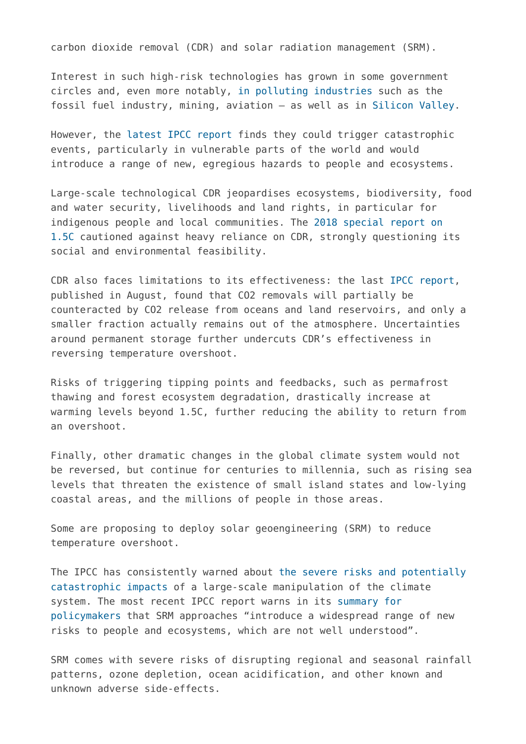carbon dioxide removal (CDR) and solar radiation management (SRM).

Interest in such high-risk technologies has grown in some government circles and, even more notably, in polluting industries such as the fossil fuel industry, mining, aviation – as well as in Silicon Valley.

However, the latest IPCC report finds they could trigger catastrophic events, particularly in vulnerable parts of the world and would introduce a range of new, egregious hazards to people and ecosystems.

Large-scale technological CDR jeopardises ecosystems, biodiversity, food and water security, livelihoods and land rights, in particular for indigenous people and local communities. The 2018 special report on 1.5C cautioned against heavy reliance on CDR, strongly questioning its social and environmental feasibility.

CDR also faces limitations to its effectiveness: the last IPCC report, published in August, found that $CO_2$ removals will partially be counteracted by $CO_2$ release from oceans and land reservoirs, and only a smaller fraction actually remains out of the atmosphere. Uncertainties around permanent storage further undercuts CDR's effectiveness in reversing temperature overshoot.

Risks of triggering tipping points and feedbacks, such as permafrost thawing and forest ecosystem degradation, drastically increase at warming levels beyond 1.5C, further reducing the ability to return from an overshoot.

Finally, other dramatic changes in the global climate system would not be reversed, but continue for centuries to millennia, such as rising sea levels that threaten the existence of small island states and low-lying coastal areas, and the millions of people in those areas.

Some are proposing to deploy solar geoengineering (SRM) to reduce temperature overshoot.

The IPCC has consistently warned about the severe risks and potentially catastrophic impacts of a large-scale manipulation of the climate system. The most recent IPCC report warns in its summary for policymakers that SRM approaches "introduce a widespread range of new risks to people and ecosystems, which are not well understood".

SRM comes with severe risks of disrupting regional and seasonal rainfall patterns, ozone depletion, ocean acidification, and other known and unknown adverse side-effects.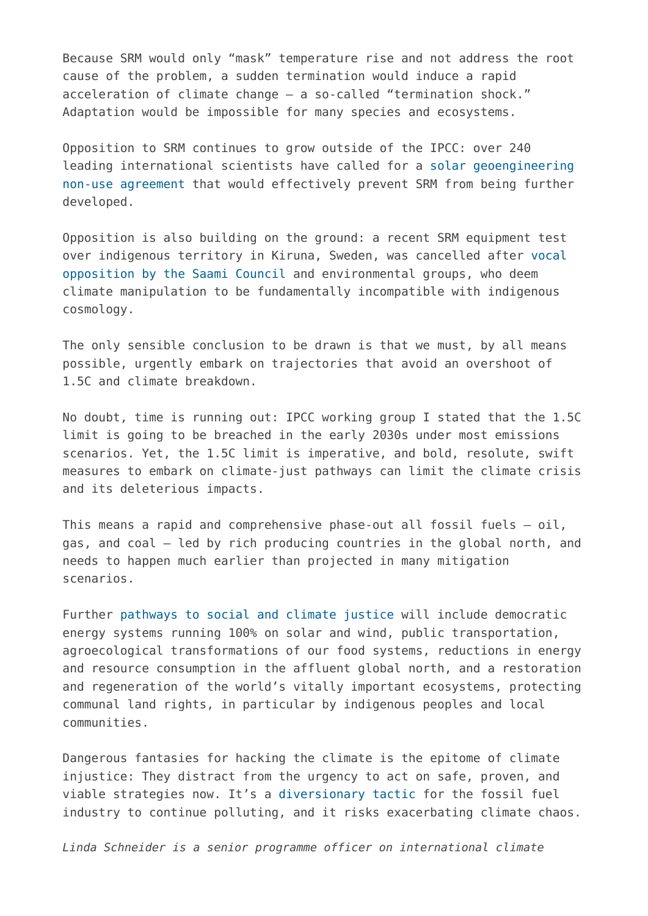Because SRM would only "mask" temperature rise and not address the root cause of the problem, a sudden termination would induce a rapid acceleration of climate change – a so-called "termination shock." Adaptation would be impossible for many species and ecosystems.

Opposition to SRM continues to grow outside of the IPCC: over 240 leading international scientists have called for a solar geoengineering non-use agreement that would effectively prevent SRM from being further developed.

Opposition is also building on the ground: a recent SRM equipment test over indigenous territory in Kiruna, Sweden, was cancelled after vocal opposition by the Saami Council and environmental groups, who deem climate manipulation to be fundamentally incompatible with indigenous cosmology.

The only sensible conclusion to be drawn is that we must, by all means possible, urgently embark on trajectories that avoid an overshoot of 1.5C and climate breakdown.

No doubt, time is running out: IPCC working group I stated that the 1.5C limit is going to be breached in the early 2030s under most emissions scenarios. Yet, the 1.5C limit is imperative, and bold, resolute, swift measures to embark on climate-just pathways can limit the climate crisis and its deleterious impacts.

This means a rapid and comprehensive phase-out all fossil fuels – oil, gas, and coal – led by rich producing countries in the global north, and needs to happen much earlier than projected in many mitigation scenarios.

Further pathways to social and climate justice will include democratic energy systems running 100% on solar and wind, public transportation, agroecological transformations of our food systems, reductions in energy and resource consumption in the affluent global north, and a restoration and regeneration of the world's vitally important ecosystems, protecting communal land rights, in particular by indigenous peoples and local communities.

Dangerous fantasies for hacking the climate is the epitome of climate injustice: They distract from the urgency to act on safe, proven, and viable strategies now. It's a diversionary tactic for the fossil fuel industry to continue polluting, and it risks exacerbating climate chaos.

*Linda Schneider is a senior programme officer on international climate*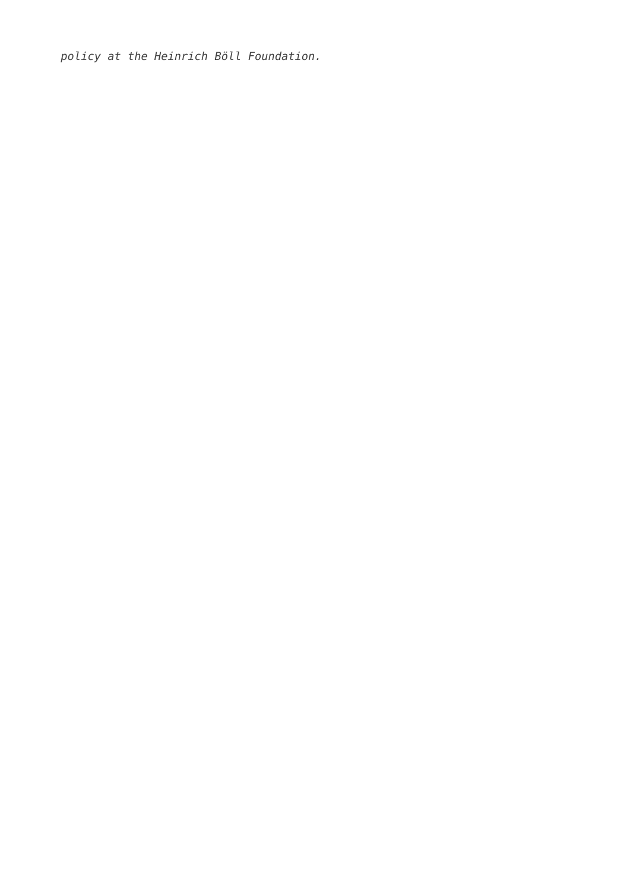*policy at the Heinrich Böll Foundation.*